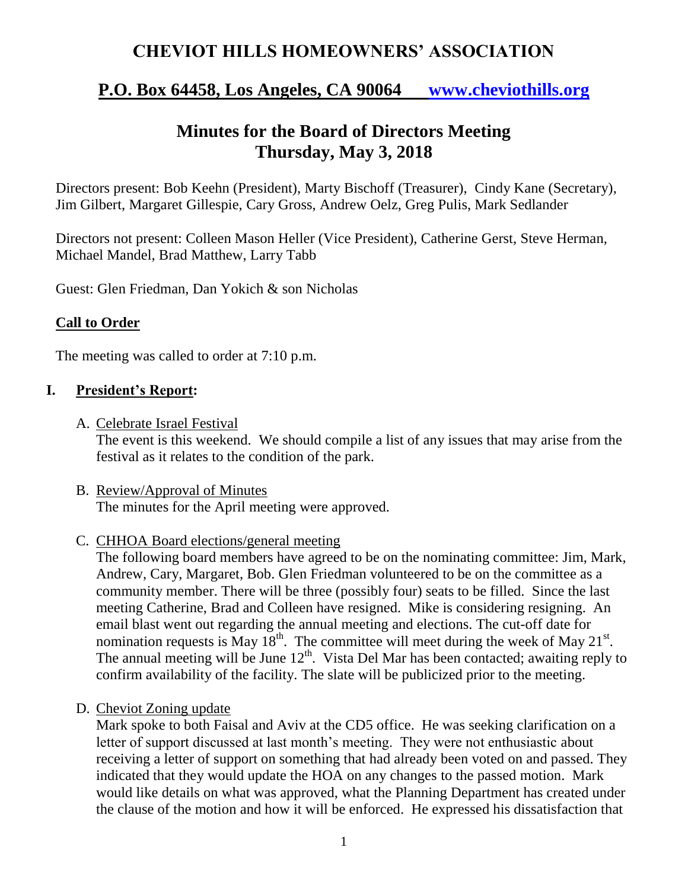# CHEVIOT HILLS HOMEOWNERS' ASSOCIATION

## P.O. Box 64458, Los Angeles, CA 90064 www.cheviothills.org

## Minutes for the Board of Directors Meeting
## Thursday, May 3, 2018

Directors present: Bob Keehn (President), Marty Bischoff (Treasurer), Cindy Kane (Secretary), Jim Gilbert, Margaret Gillespie, Cary Gross, Andrew Oelz, Greg Pulis, Mark Sedlander

Directors not present: Colleen Mason Heller (Vice President), Catherine Gerst, Steve Herman, Michael Mandel, Brad Matthew, Larry Tabb

Guest: Glen Friedman, Dan Yokich & son Nicholas

**Call to Order**

The meeting was called to order at 7:10 p.m.

**I. President's Report:**

A. Celebrate Israel Festival
The event is this weekend. We should compile a list of any issues that may arise from the festival as it relates to the condition of the park.

B. Review/Approval of Minutes
The minutes for the April meeting were approved.

C. CHHOA Board elections/general meeting
The following board members have agreed to be on the nominating committee: Jim, Mark, Andrew, Cary, Margaret, Bob. Glen Friedman volunteered to be on the committee as a community member. There will be three (possibly four) seats to be filled. Since the last meeting Catherine, Brad and Colleen have resigned. Mike is considering resigning. An email blast went out regarding the annual meeting and elections. The cut-off date for nomination requests is May 18th. The committee will meet during the week of May 21st. The annual meeting will be June 12th. Vista Del Mar has been contacted; awaiting reply to confirm availability of the facility. The slate will be publicized prior to the meeting.

D. Cheviot Zoning update
Mark spoke to both Faisal and Aviv at the CD5 office. He was seeking clarification on a letter of support discussed at last month's meeting. They were not enthusiastic about receiving a letter of support on something that had already been voted on and passed. They indicated that they would update the HOA on any changes to the passed motion. Mark would like details on what was approved, what the Planning Department has created under the clause of the motion and how it will be enforced. He expressed his dissatisfaction that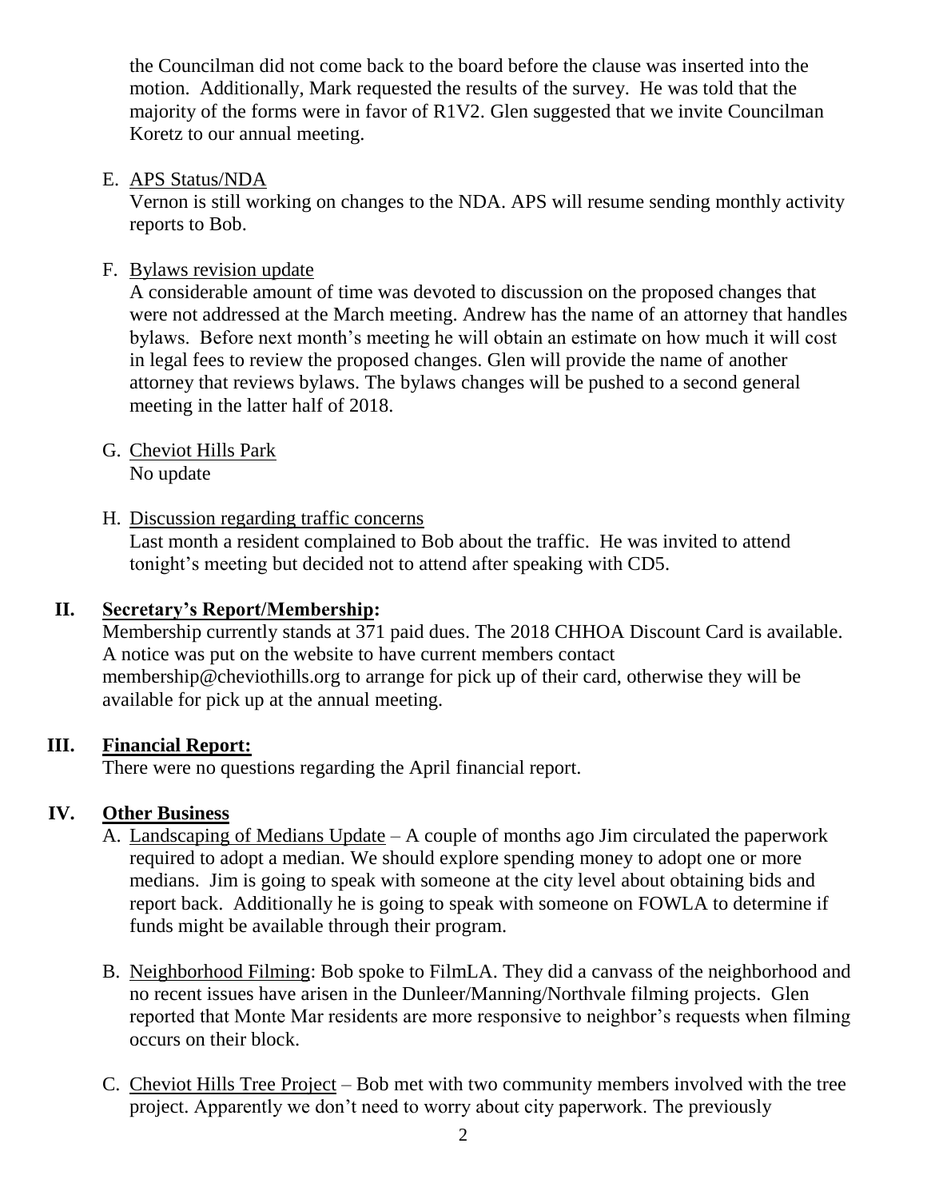the Councilman did not come back to the board before the clause was inserted into the motion. Additionally, Mark requested the results of the survey. He was told that the majority of the forms were in favor of R1V2. Glen suggested that we invite Councilman Koretz to our annual meeting.

E. APS Status/NDA

   Vernon is still working on changes to the NDA. APS will resume sending monthly activity reports to Bob.

F. Bylaws revision update

   A considerable amount of time was devoted to discussion on the proposed changes that were not addressed at the March meeting. Andrew has the name of an attorney that handles bylaws. Before next month's meeting he will obtain an estimate on how much it will cost in legal fees to review the proposed changes. Glen will provide the name of another attorney that reviews bylaws. The bylaws changes will be pushed to a second general meeting in the latter half of 2018.

G. Cheviot Hills Park

   No update

H. Discussion regarding traffic concerns

   Last month a resident complained to Bob about the traffic. He was invited to attend tonight's meeting but decided not to attend after speaking with CD5.

## II. Secretary's Report/Membership:

Membership currently stands at 371 paid dues. The 2018 CHHOA Discount Card is available. A notice was put on the website to have current members contact membership@cheviothills.org to arrange for pick up of their card, otherwise they will be available for pick up at the annual meeting.

## III. Financial Report:

There were no questions regarding the April financial report.

## IV. Other Business

A. Landscaping of Medians Update – A couple of months ago Jim circulated the paperwork required to adopt a median. We should explore spending money to adopt one or more medians. Jim is going to speak with someone at the city level about obtaining bids and report back. Additionally he is going to speak with someone on FOWLA to determine if funds might be available through their program.

B. Neighborhood Filming: Bob spoke to FilmLA. They did a canvass of the neighborhood and no recent issues have arisen in the Dunleer/Manning/Northvale filming projects. Glen reported that Monte Mar residents are more responsive to neighbor's requests when filming occurs on their block.

C. Cheviot Hills Tree Project – Bob met with two community members involved with the tree project. Apparently we don't need to worry about city paperwork. The previously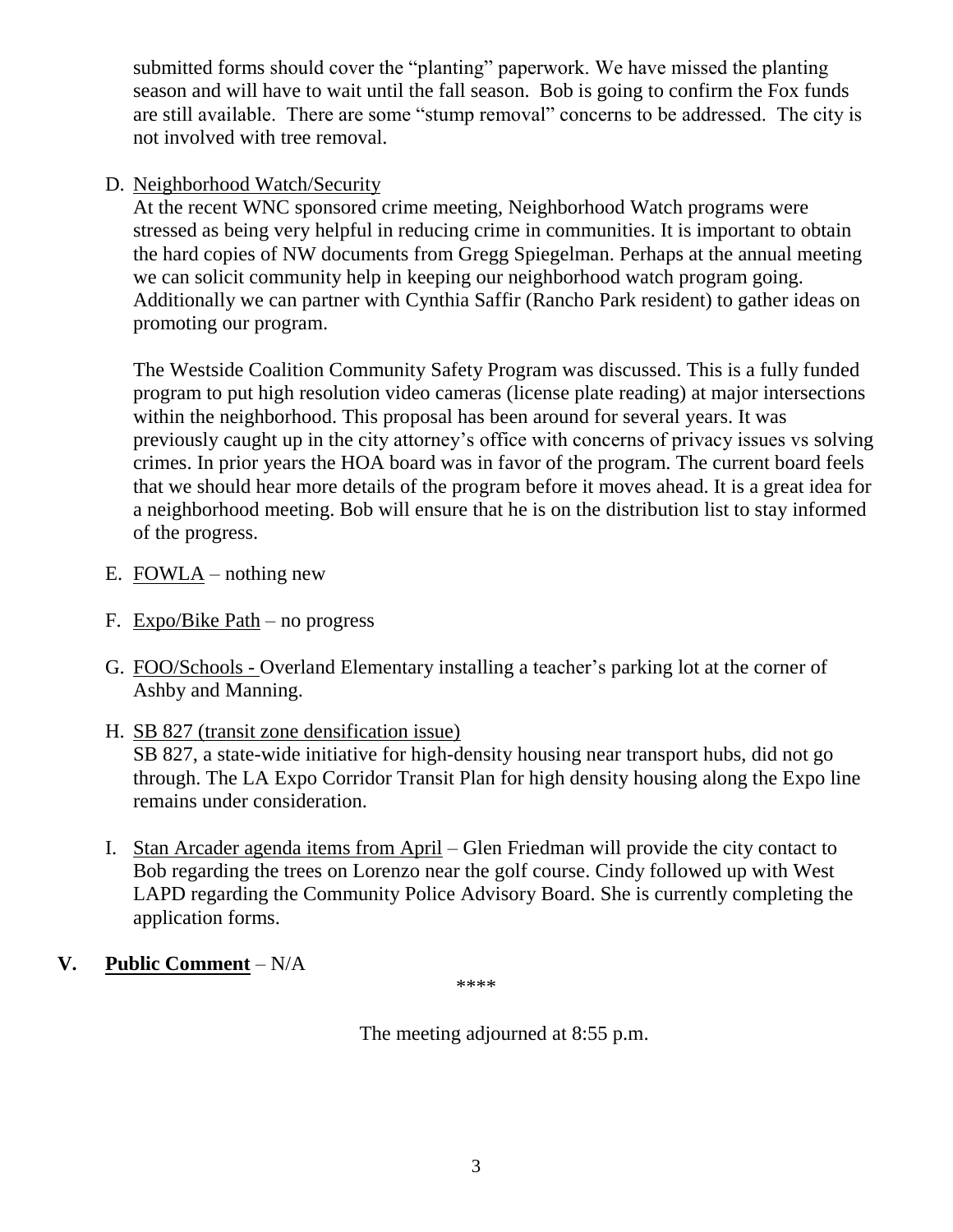submitted forms should cover the "planting" paperwork. We have missed the planting season and will have to wait until the fall season. Bob is going to confirm the Fox funds are still available. There are some "stump removal" concerns to be addressed. The city is not involved with tree removal.

D. Neighborhood Watch/Security

At the recent WNC sponsored crime meeting, Neighborhood Watch programs were stressed as being very helpful in reducing crime in communities. It is important to obtain the hard copies of NW documents from Gregg Spiegelman. Perhaps at the annual meeting we can solicit community help in keeping our neighborhood watch program going. Additionally we can partner with Cynthia Saffir (Rancho Park resident) to gather ideas on promoting our program.

The Westside Coalition Community Safety Program was discussed. This is a fully funded program to put high resolution video cameras (license plate reading) at major intersections within the neighborhood. This proposal has been around for several years. It was previously caught up in the city attorney's office with concerns of privacy issues vs solving crimes. In prior years the HOA board was in favor of the program. The current board feels that we should hear more details of the program before it moves ahead. It is a great idea for a neighborhood meeting. Bob will ensure that he is on the distribution list to stay informed of the progress.

E. FOWLA – nothing new

F. Expo/Bike Path – no progress

G. FOO/Schools - Overland Elementary installing a teacher's parking lot at the corner of Ashby and Manning.

H. SB 827 (transit zone densification issue)

SB 827, a state-wide initiative for high-density housing near transport hubs, did not go through. The LA Expo Corridor Transit Plan for high density housing along the Expo line remains under consideration.

I. Stan Arcader agenda items from April – Glen Friedman will provide the city contact to Bob regarding the trees on Lorenzo near the golf course. Cindy followed up with West LAPD regarding the Community Police Advisory Board. She is currently completing the application forms.

## V. **Public Comment** – N/A

\*\*\*\*

The meeting adjourned at 8:55 p.m.